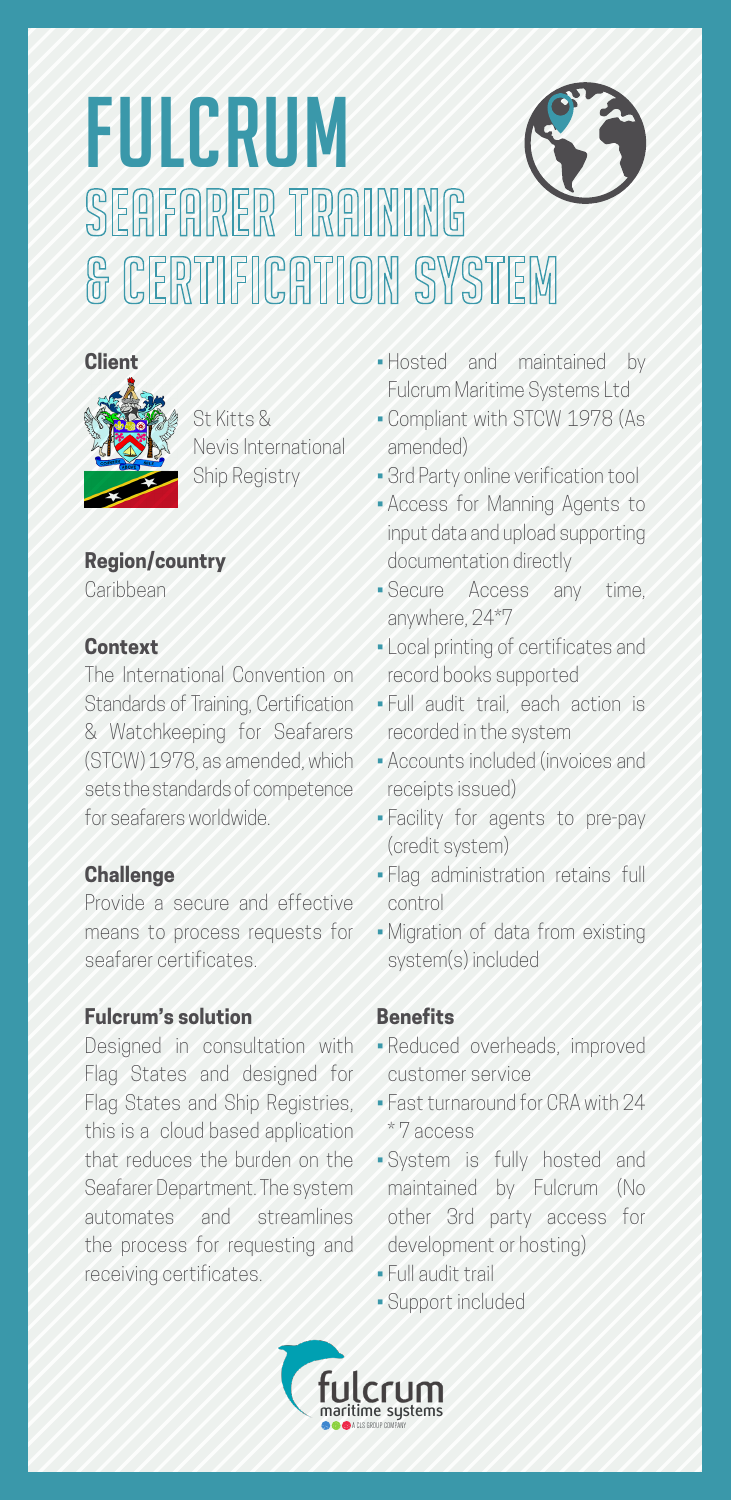# FULCRUM

## SEAFARER TRAINING & CERTIFICATION SYSTEM

### Client

St Kitts & Nevis International Ship Registry

### Region/country

Caribbean

### Context

The International Convention on Standards of Training, Certification & Watchkeeping for Seafarers (STCW) 1978, as amended, which sets the standards of competence for seafarers worldwide.

### Challenge

Provide a secure and effective means to process requests for seafarer certificates.

### Fulcrum's solution

Designed in consultation with Flag States and designed for Flag States and Ship Registries, this is a cloud based application that reduces the burden on the Seafarer Department. The system automates and streamlines the process for requesting and receiving certificates.

- Hosted and maintained by Fulcrum Maritime Systems Ltd
- Compliant with STCW 1978 (As amended)
- 3rd Party online verification tool
- Access for Manning Agents to input data and upload supporting documentation directly
- Secure Access any time, anywhere, 24*7
- Local printing of certificates and record books supported
- Full audit trail, each action is recorded in the system
- Accounts included (invoices and receipts issued)
- Facility for agents to pre-pay (credit system)
- Flag administration retains full control
- Migration of data from existing system(s) included

### Benefits

- Reduced overheads, improved customer service
- Fast turnaround for CRA with 24 * 7 access
- System is fully hosted and maintained by Fulcrum (No other 3rd party access for development or hosting)
- Full audit trail
- Support included

fulcrum maritime systems

A LLS GROUP COMPANY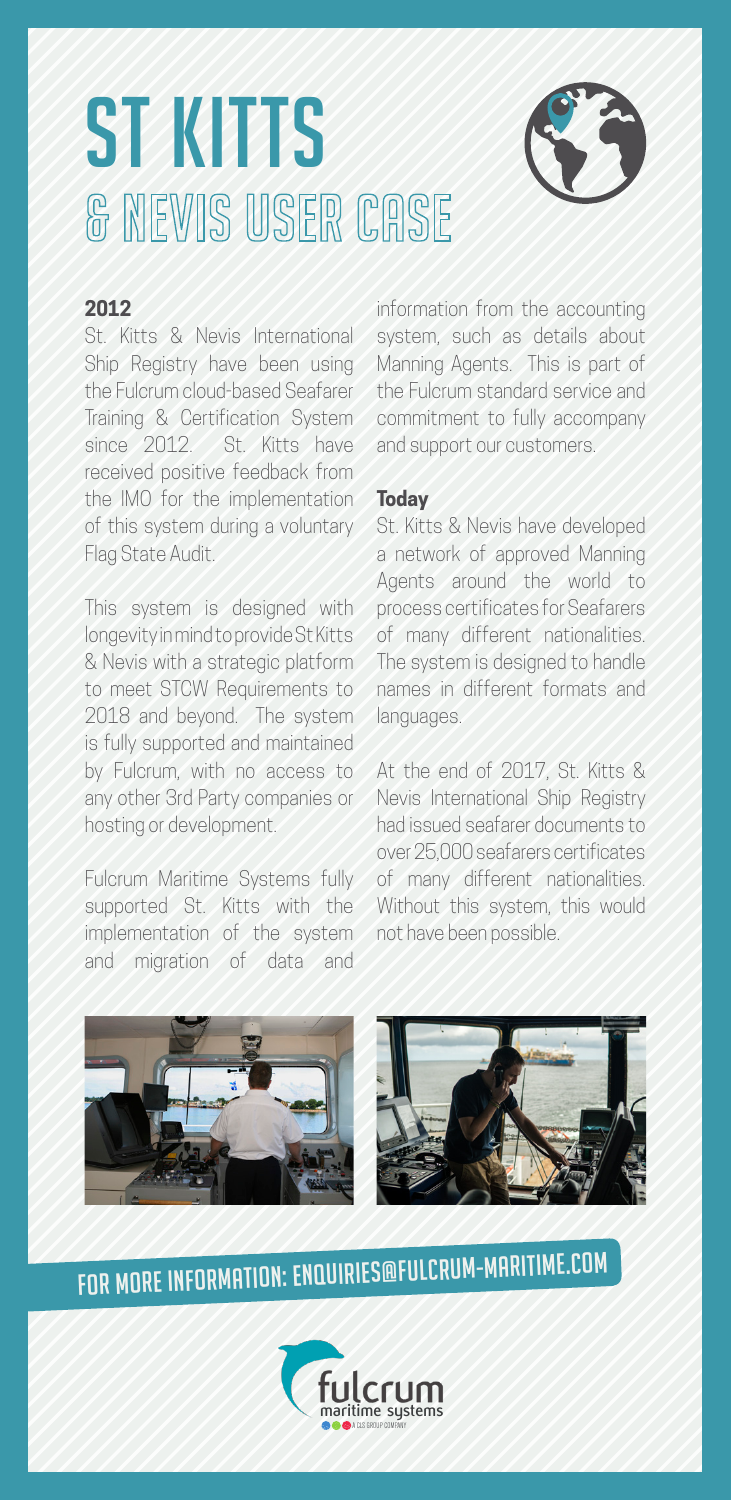# ST KITTS
## & NEVIS USER CASE

**2012**

St. Kitts & Nevis International Ship Registry have been using the Fulcrum cloud-based Seafarer Training & Certification System since 2012. St. Kitts have received positive feedback from the IMO for the implementation of this system during a voluntary Flag State Audit.

This system is designed with longevity in mind to provide St Kitts & Nevis with a strategic platform to meet STCW Requirements to 2018 and beyond. The system is fully supported and maintained by Fulcrum, with no access to any other 3rd Party companies or hosting or development.

Fulcrum Maritime Systems fully supported St. Kitts with the implementation of the system and migration of data and information from the accounting system, such as details about Manning Agents. This is part of the Fulcrum standard service and commitment to fully accompany and support our customers.

**Today**

St. Kitts & Nevis have developed a network of approved Manning Agents around the world to process certificates for Seafarers of many different nationalities. The system is designed to handle names in different formats and languages.

At the end of 2017, St. Kitts & Nevis International Ship Registry had issued seafarer documents to over 25,000 seafarers certificates of many different nationalities. Without this system, this would not have been possible.

**FOR MORE INFORMATION: ENQUIRIES@FULCRUM-MARITIME.COM**

fulcrum maritime systems

A CLS GROUP COMPANY